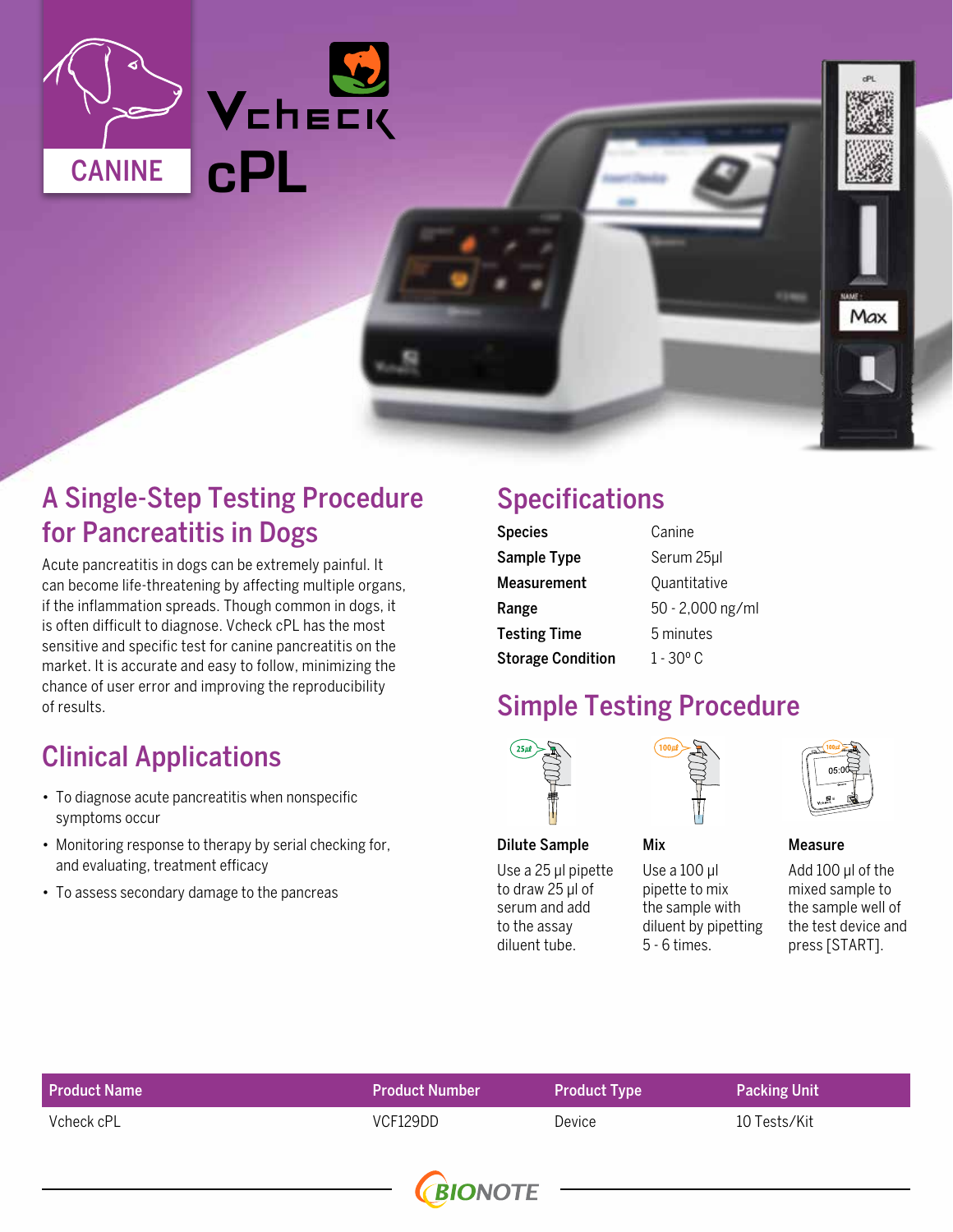CANINE

# Vcheck cPL

## A Single-Step Testing Procedure for Pancreatitis in Dogs

Acute pancreatitis in dogs can be extremely painful. It can become life-threatening by affecting multiple organs, if the inflammation spreads. Though common in dogs, it is often difficult to diagnose. Vcheck cPL has the most sensitive and specific test for canine pancreatitis on the market. It is accurate and easy to follow, minimizing the chance of user error and improving the reproducibility of results.

## Clinical Applications

- To diagnose acute pancreatitis when nonspecific symptoms occur
- Monitoring response to therapy by serial checking for, and evaluating, treatment efficacy
- To assess secondary damage to the pancreas

## Specifications

| | |
|---|---|
| **Species** | Canine |
| **Sample Type** | Serum 25µl |
| **Measurement** | Quantitative |
| **Range** | 50 - 2,000 ng/ml |
| **Testing Time** | 5 minutes |
| **Storage Condition** | 1 - 30° C |

## Simple Testing Procedure

**Dilute Sample**

Use a 25 µl pipette to draw 25 µl of serum and add to the assay diluent tube.

**Mix**

Use a 100 µl pipette to mix the sample with diluent by pipetting 5 - 6 times.

**Measure**

Add 100 µl of the mixed sample to the sample well of the test device and press [START].

| Product Name | Product Number | Product Type | Packing Unit |
|---|---|---|---|
| Vcheck cPL | VCF129DD | Device | 10 Tests/Kit |

BIONOTE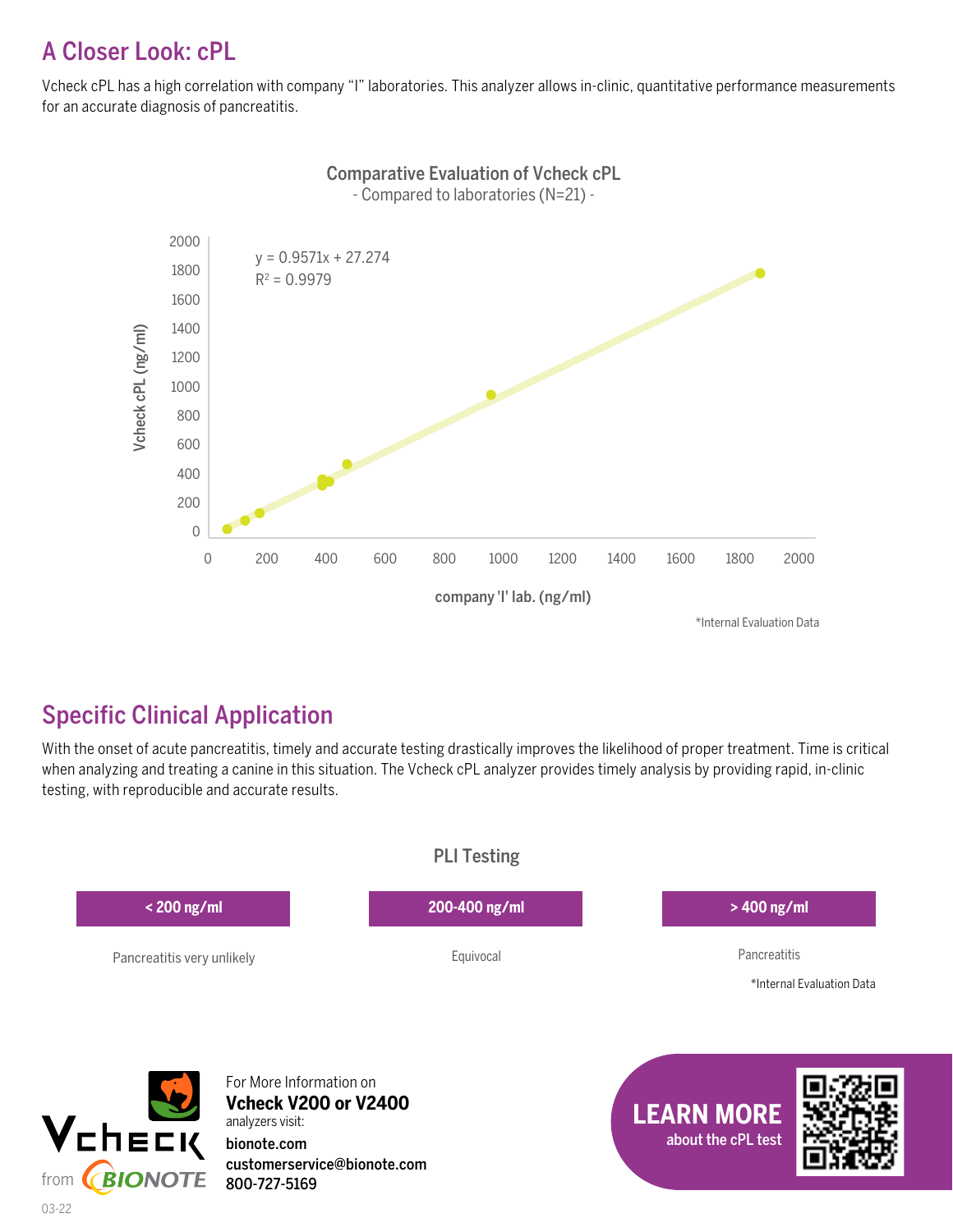## A Closer Look: cPL

Vcheck cPL has a high correlation with company "I" laboratories. This analyzer allows in-clinic, quantitative performance measurements for an accurate diagnosis of pancreatitis.

Comparative Evaluation of Vcheck cPL

- Compared to laboratories (N=21) -

$y = 0.9571x + 27.274$

$R^2 = 0.9979$

Vcheck cPL (ng/ml)

2000
1800
1600
1400
1200
1000
800
600
400
200
0

0 200 400 600 800 1000 1200 1400 1600 1800 2000

company 'I' lab. (ng/ml)

*Internal Evaluation Data

## Specific Clinical Application

With the onset of acute pancreatitis, timely and accurate testing drastically improves the likelihood of proper treatment. Time is critical when analyzing and treating a canine in this situation. The Vcheck cPL analyzer provides timely analysis by providing rapid, in-clinic testing, with reproducible and accurate results.

### PLI Testing

| < 200 ng/ml | 200-400 ng/ml | > 400 ng/ml |
|---|---|---|
| Pancreatitis very unlikely | Equivocal | Pancreatitis |

*Internal Evaluation Data

Vcheck from BIONOTE

For More Information on **Vcheck V200 or V2400** analyzers visit:

**bionote.com**
**customerservice@bionote.com**
**800-727-5169**

**LEARN MORE** about the cPL test

03-22